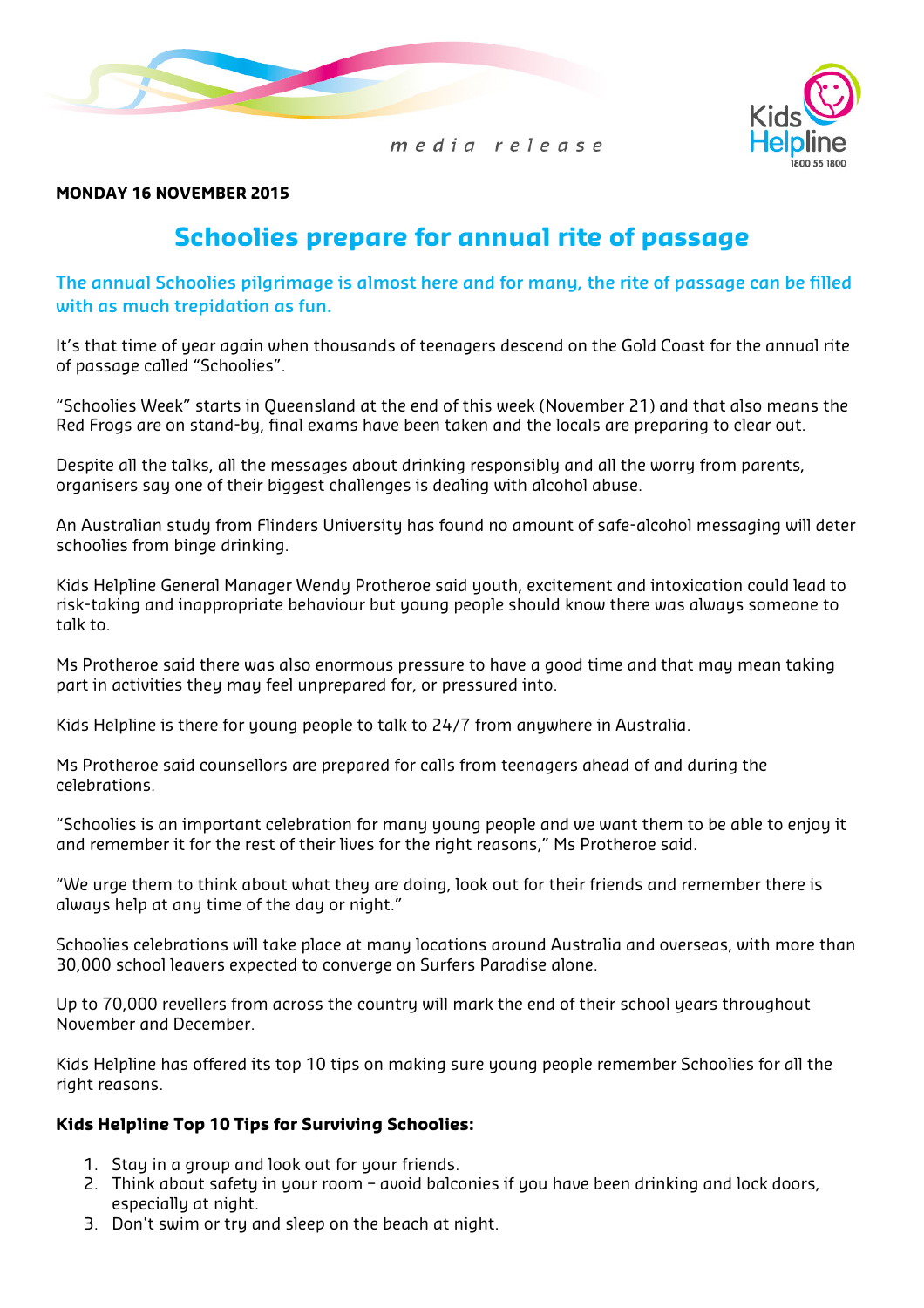media release

**MONDAY 16 NOVEMBER 2015**

# Schoolies prepare for annual rite of passage

**The annual Schoolies pilgrimage is almost here and for many, the rite of passage can be filled with as much trepidation as fun.**

It's that time of year again when thousands of teenagers descend on the Gold Coast for the annual rite of passage called "Schoolies".

"Schoolies Week" starts in Queensland at the end of this week (November 21) and that also means the Red Frogs are on stand-by, final exams have been taken and the locals are preparing to clear out.

Despite all the talks, all the messages about drinking responsibly and all the worry from parents, organisers say one of their biggest challenges is dealing with alcohol abuse.

An Australian study from Flinders University has found no amount of safe-alcohol messaging will deter schoolies from binge drinking.

Kids Helpline General Manager Wendy Protheroe said youth, excitement and intoxication could lead to risk-taking and inappropriate behaviour but young people should know there was always someone to talk to.

Ms Protheroe said there was also enormous pressure to have a good time and that may mean taking part in activities they may feel unprepared for, or pressured into.

Kids Helpline is there for young people to talk to 24/7 from anywhere in Australia.

Ms Protheroe said counsellors are prepared for calls from teenagers ahead of and during the celebrations.

"Schoolies is an important celebration for many young people and we want them to be able to enjoy it and remember it for the rest of their lives for the right reasons," Ms Protheroe said.

"We urge them to think about what they are doing, look out for their friends and remember there is always help at any time of the day or night."

Schoolies celebrations will take place at many locations around Australia and overseas, with more than 30,000 school leavers expected to converge on Surfers Paradise alone.

Up to 70,000 revellers from across the country will mark the end of their school years throughout November and December.

Kids Helpline has offered its top 10 tips on making sure young people remember Schoolies for all the right reasons.

**Kids Helpline Top 10 Tips for Surviving Schoolies:**

1. Stay in a group and look out for your friends.
2. Think about safety in your room – avoid balconies if you have been drinking and lock doors, especially at night.
3. Don't swim or try and sleep on the beach at night.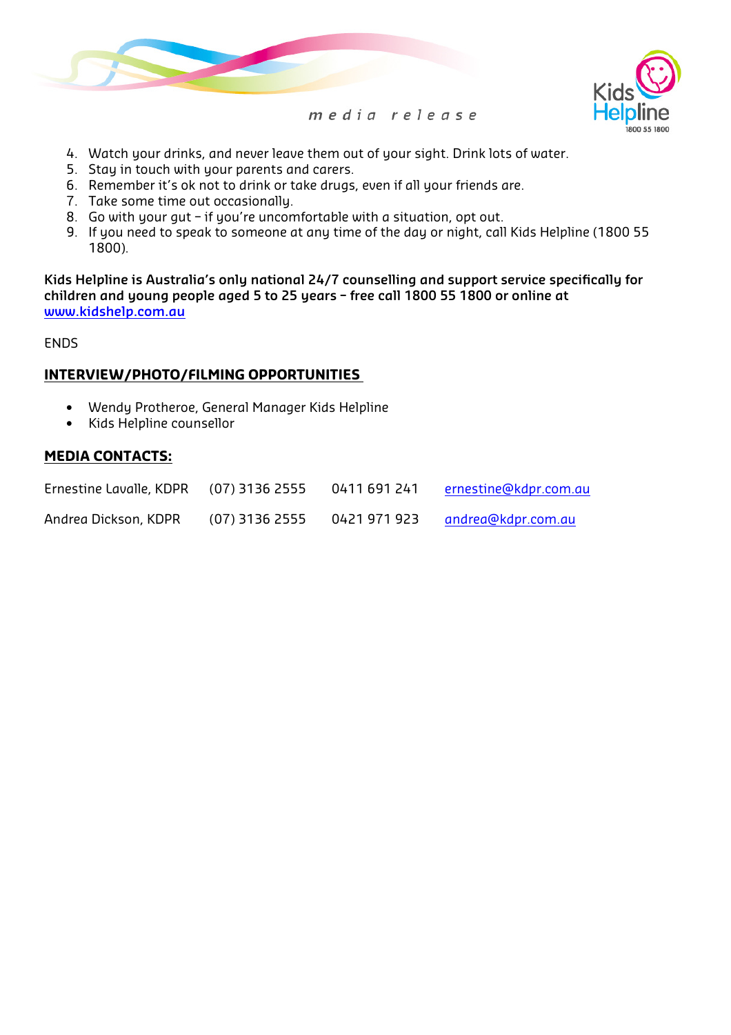4. Watch your drinks, and never leave them out of your sight. Drink lots of water.
5. Stay in touch with your parents and carers.
6. Remember it's ok not to drink or take drugs, even if all your friends are.
7. Take some time out occasionally.
8. Go with your gut – if you're uncomfortable with a situation, opt out.
9. If you need to speak to someone at any time of the day or night, call Kids Helpline (1800 55 1800).

**Kids Helpline is Australia's only national 24/7 counselling and support service specifically for children and young people aged 5 to 25 years – free call 1800 55 1800 or online at [www.kidshelp.com.au](http://www.kidshelp.com.au)**

ENDS

**INTERVIEW/PHOTO/FILMING OPPORTUNITIES**

- Wendy Protheroe, General Manager Kids Helpline
- Kids Helpline counsellor

**MEDIA CONTACTS:**

| | | | |
|---|---|---|---|
| Ernestine Lavalle, KDPR | (07) 3136 2555 | 0411 691 241 | ernestine@kdpr.com.au |
| Andrea Dickson, KDPR | (07) 3136 2555 | 0421 971 923 | andrea@kdpr.com.au |